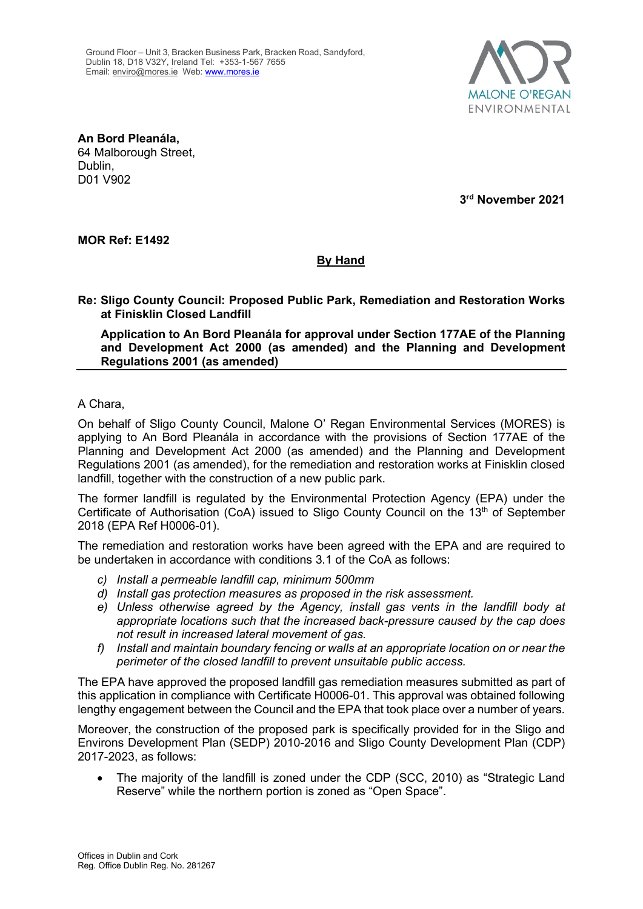Ground Floor – Unit 3, Bracken Business Park, Bracken Road, Sandyford, Dublin 18, D18 V32Y, Ireland Tel: +353-1-567 7655
Email: enviro@mores.ie Web: www.mores.ie

MALONE O'REGAN
ENVIRONMENTAL

**An Bord Pleanála,**
64 Malborough Street,
Dublin,
D01 V902

**3rd November 2021**

**MOR Ref: E1492**

**By Hand**

**Re: Sligo County Council: Proposed Public Park, Remediation and Restoration Works at Finisklin Closed Landfill**

**Application to An Bord Pleanála for approval under Section 177AE of the Planning and Development Act 2000 (as amended) and the Planning and Development Regulations 2001 (as amended)**

A Chara,

On behalf of Sligo County Council, Malone O' Regan Environmental Services (MORES) is applying to An Bord Pleanála in accordance with the provisions of Section 177AE of the Planning and Development Act 2000 (as amended) and the Planning and Development Regulations 2001 (as amended), for the remediation and restoration works at Finisklin closed landfill, together with the construction of a new public park.

The former landfill is regulated by the Environmental Protection Agency (EPA) under the Certificate of Authorisation (CoA) issued to Sligo County Council on the 13th of September 2018 (EPA Ref H0006-01).

The remediation and restoration works have been agreed with the EPA and are required to be undertaken in accordance with conditions 3.1 of the CoA as follows:

- c) *Install a permeable landfill cap, minimum 500mm*
- d) *Install gas protection measures as proposed in the risk assessment.*
- e) *Unless otherwise agreed by the Agency, install gas vents in the landfill body at appropriate locations such that the increased back-pressure caused by the cap does not result in increased lateral movement of gas.*
- f) *Install and maintain boundary fencing or walls at an appropriate location on or near the perimeter of the closed landfill to prevent unsuitable public access.*

The EPA have approved the proposed landfill gas remediation measures submitted as part of this application in compliance with Certificate H0006-01. This approval was obtained following lengthy engagement between the Council and the EPA that took place over a number of years.

Moreover, the construction of the proposed park is specifically provided for in the Sligo and Environs Development Plan (SEDP) 2010-2016 and Sligo County Development Plan (CDP) 2017-2023, as follows:

- The majority of the landfill is zoned under the CDP (SCC, 2010) as "Strategic Land Reserve" while the northern portion is zoned as "Open Space".

Offices in Dublin and Cork
Reg. Office Dublin Reg. No. 281267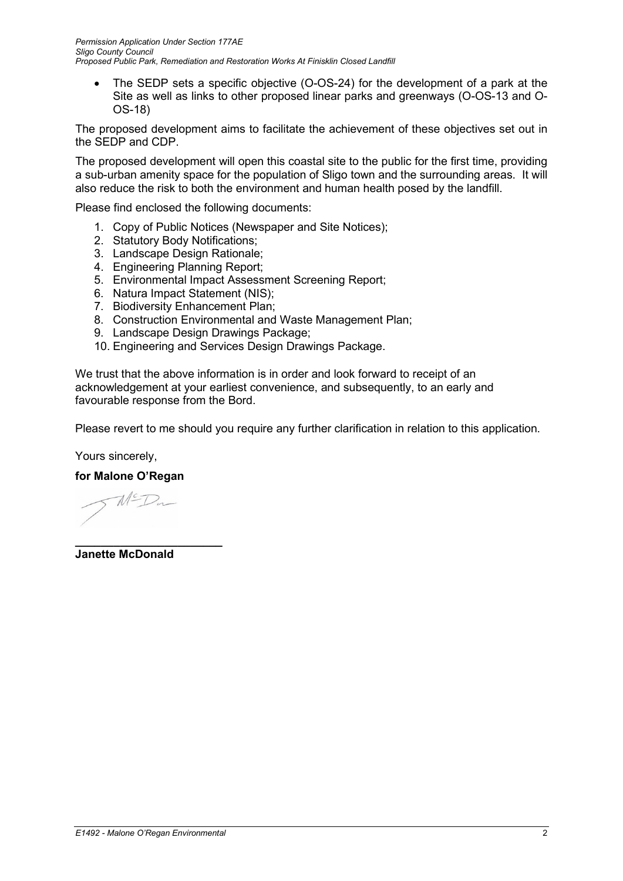- The SEDP sets a specific objective (O-OS-24) for the development of a park at the Site as well as links to other proposed linear parks and greenways (O-OS-13 and O-OS-18)

The proposed development aims to facilitate the achievement of these objectives set out in the SEDP and CDP.

The proposed development will open this coastal site to the public for the first time, providing a sub-urban amenity space for the population of Sligo town and the surrounding areas. It will also reduce the risk to both the environment and human health posed by the landfill.

Please find enclosed the following documents:

1. Copy of Public Notices (Newspaper and Site Notices);
2. Statutory Body Notifications;
3. Landscape Design Rationale;
4. Engineering Planning Report;
5. Environmental Impact Assessment Screening Report;
6. Natura Impact Statement (NIS);
7. Biodiversity Enhancement Plan;
8. Construction Environmental and Waste Management Plan;
9. Landscape Design Drawings Package;
10. Engineering and Services Design Drawings Package.

We trust that the above information is in order and look forward to receipt of an acknowledgement at your earliest convenience, and subsequently, to an early and favourable response from the Bord.

Please revert to me should you require any further clarification in relation to this application.

Yours sincerely,

**for Malone O'Regan**

**Janette McDonald**